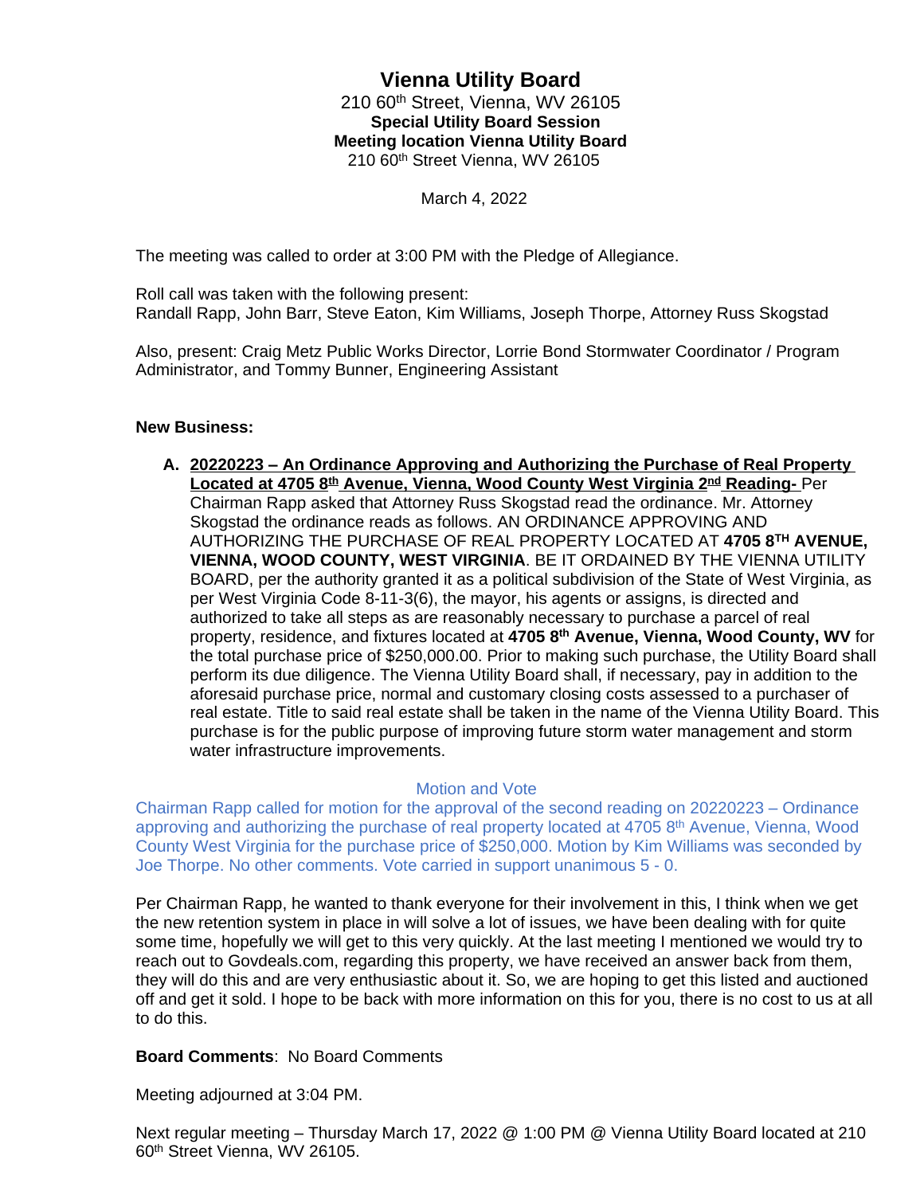# Vienna Utility Board

210 60th Street, Vienna, WV 26105

**Special Utility Board Session**

**Meeting location Vienna Utility Board**

210 60th Street Vienna, WV 26105

March 4, 2022

The meeting was called to order at 3:00 PM with the Pledge of Allegiance.

Roll call was taken with the following present:
Randall Rapp, John Barr, Steve Eaton, Kim Williams, Joseph Thorpe, Attorney Russ Skogstad

Also, present: Craig Metz Public Works Director, Lorrie Bond Stormwater Coordinator / Program Administrator, and Tommy Bunner, Engineering Assistant

**New Business:**

**A. 20220223 – An Ordinance Approving and Authorizing the Purchase of Real Property Located at 4705 8th Avenue, Vienna, Wood County West Virginia 2nd Reading-** Per Chairman Rapp asked that Attorney Russ Skogstad read the ordinance. Mr. Attorney Skogstad the ordinance reads as follows. AN ORDINANCE APPROVING AND AUTHORIZING THE PURCHASE OF REAL PROPERTY LOCATED AT **4705 8TH AVENUE, VIENNA, WOOD COUNTY, WEST VIRGINIA**. BE IT ORDAINED BY THE VIENNA UTILITY BOARD, per the authority granted it as a political subdivision of the State of West Virginia, as per West Virginia Code 8-11-3(6), the mayor, his agents or assigns, is directed and authorized to take all steps as are reasonably necessary to purchase a parcel of real property, residence, and fixtures located at **4705 8th Avenue, Vienna, Wood County, WV** for the total purchase price of $250,000.00. Prior to making such purchase, the Utility Board shall perform its due diligence. The Vienna Utility Board shall, if necessary, pay in addition to the aforesaid purchase price, normal and customary closing costs assessed to a purchaser of real estate. Title to said real estate shall be taken in the name of the Vienna Utility Board. This purchase is for the public purpose of improving future storm water management and storm water infrastructure improvements.

Motion and Vote

Chairman Rapp called for motion for the approval of the second reading on 20220223 – Ordinance approving and authorizing the purchase of real property located at 4705 8th Avenue, Vienna, Wood County West Virginia for the purchase price of $250,000. Motion by Kim Williams was seconded by Joe Thorpe. No other comments. Vote carried in support unanimous 5 - 0.

Per Chairman Rapp, he wanted to thank everyone for their involvement in this, I think when we get the new retention system in place in will solve a lot of issues, we have been dealing with for quite some time, hopefully we will get to this very quickly. At the last meeting I mentioned we would try to reach out to Govdeals.com, regarding this property, we have received an answer back from them, they will do this and are very enthusiastic about it. So, we are hoping to get this listed and auctioned off and get it sold. I hope to be back with more information on this for you, there is no cost to us at all to do this.

**Board Comments**: No Board Comments

Meeting adjourned at 3:04 PM.

Next regular meeting – Thursday March 17, 2022 @ 1:00 PM @ Vienna Utility Board located at 210 60th Street Vienna, WV 26105.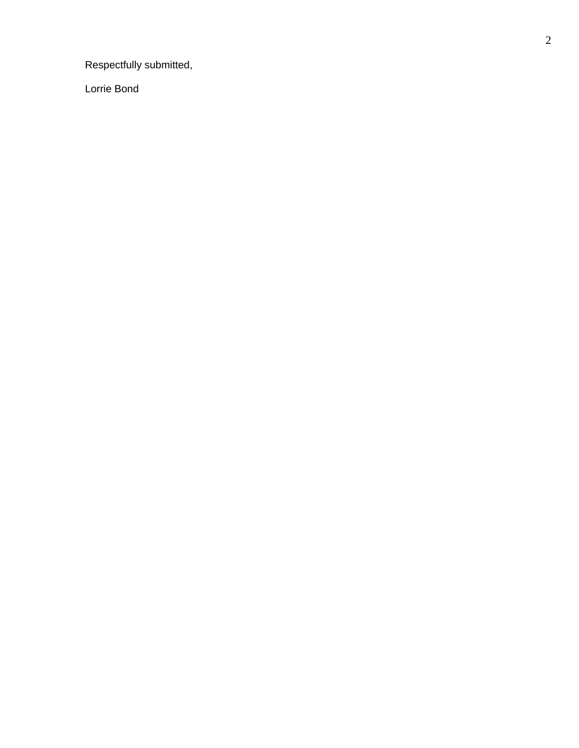Respectfully submitted,

Lorrie Bond